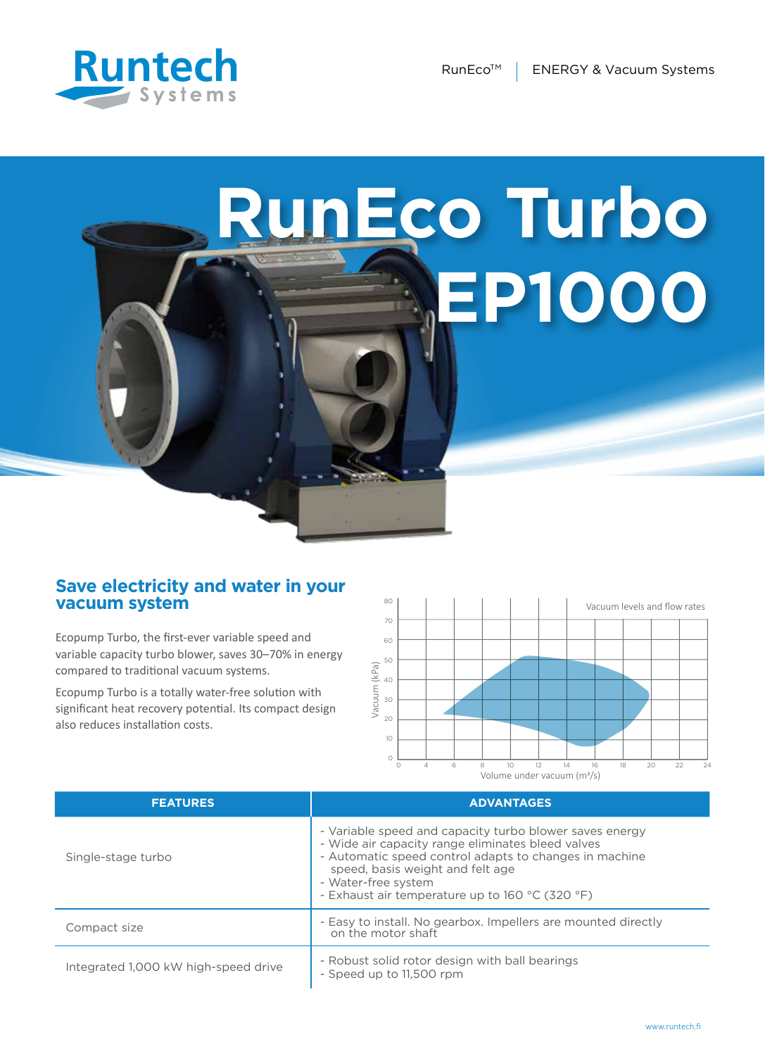Runtech Systems

RunEco™ | ENERGY & Vacuum Systems

# RunEco Turbo EP1000

## Save electricity and water in your vacuum system

Ecopump Turbo, the first-ever variable speed and variable capacity turbo blower, saves 30–70% in energy compared to traditional vacuum systems.

Ecopump Turbo is a totally water-free solution with significant heat recovery potential. Its compact design also reduces installation costs.

Vacuum levels and flow rates

Vacuum (kPa) vs. Volume under vacuum (m³/s)

| FEATURES | ADVANTAGES |
|---|---|
| Single-stage turbo | - Variable speed and capacity turbo blower saves energy<br>- Wide air capacity range eliminates bleed valves<br>- Automatic speed control adapts to changes in machine speed, basis weight and felt age<br>- Water-free system<br>- Exhaust air temperature up to 160 °C (320 °F) |
| Compact size | - Easy to install. No gearbox. Impellers are mounted directly on the motor shaft |
| Integrated 1,000 kW high-speed drive | - Robust solid rotor design with ball bearings<br>- Speed up to 11,500 rpm |

www.runtech.fi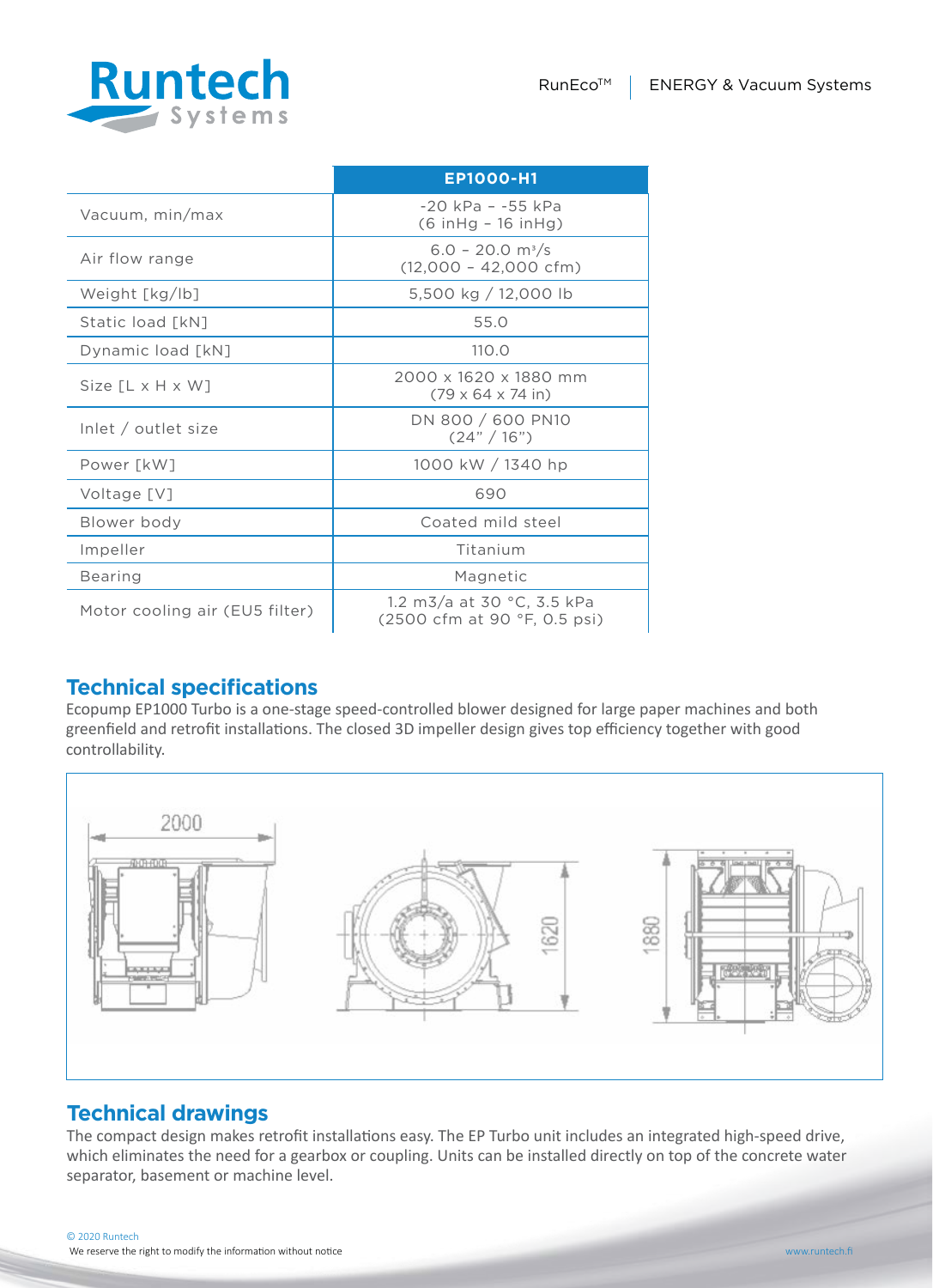| | EP1000-H1 |
|---|---|
| Vacuum, min/max | -20 kPa – -55 kPa (6 inHg – 16 inHg) |
| Air flow range | 6.0 – 20.0 m³/s (12,000 – 42,000 cfm) |
| Weight [kg/lb] | 5,500 kg / 12,000 lb |
| Static load [kN] | 55.0 |
| Dynamic load [kN] | 110.0 |
| Size [L x H x W] | 2000 x 1620 x 1880 mm (79 x 64 x 74 in) |
| Inlet / outlet size | DN 800 / 600 PN10 (24" / 16") |
| Power [kW] | 1000 kW / 1340 hp |
| Voltage [V] | 690 |
| Blower body | Coated mild steel |
| Impeller | Titanium |
| Bearing | Magnetic |
| Motor cooling air (EU5 filter) | 1.2 m3/a at 30 °C, 3.5 kPa (2500 cfm at 90 °F, 0.5 psi) |

## Technical specifications

Ecopump EP1000 Turbo is a one-stage speed-controlled blower designed for large paper machines and both greenfield and retrofit installations. The closed 3D impeller design gives top efficiency together with good controllability.

2000

1620

1880

## Technical drawings

The compact design makes retrofit installations easy. The EP Turbo unit includes an integrated high-speed drive, which eliminates the need for a gearbox or coupling. Units can be installed directly on top of the concrete water separator, basement or machine level.

© 2020 Runtech

We reserve the right to modify the information without notice